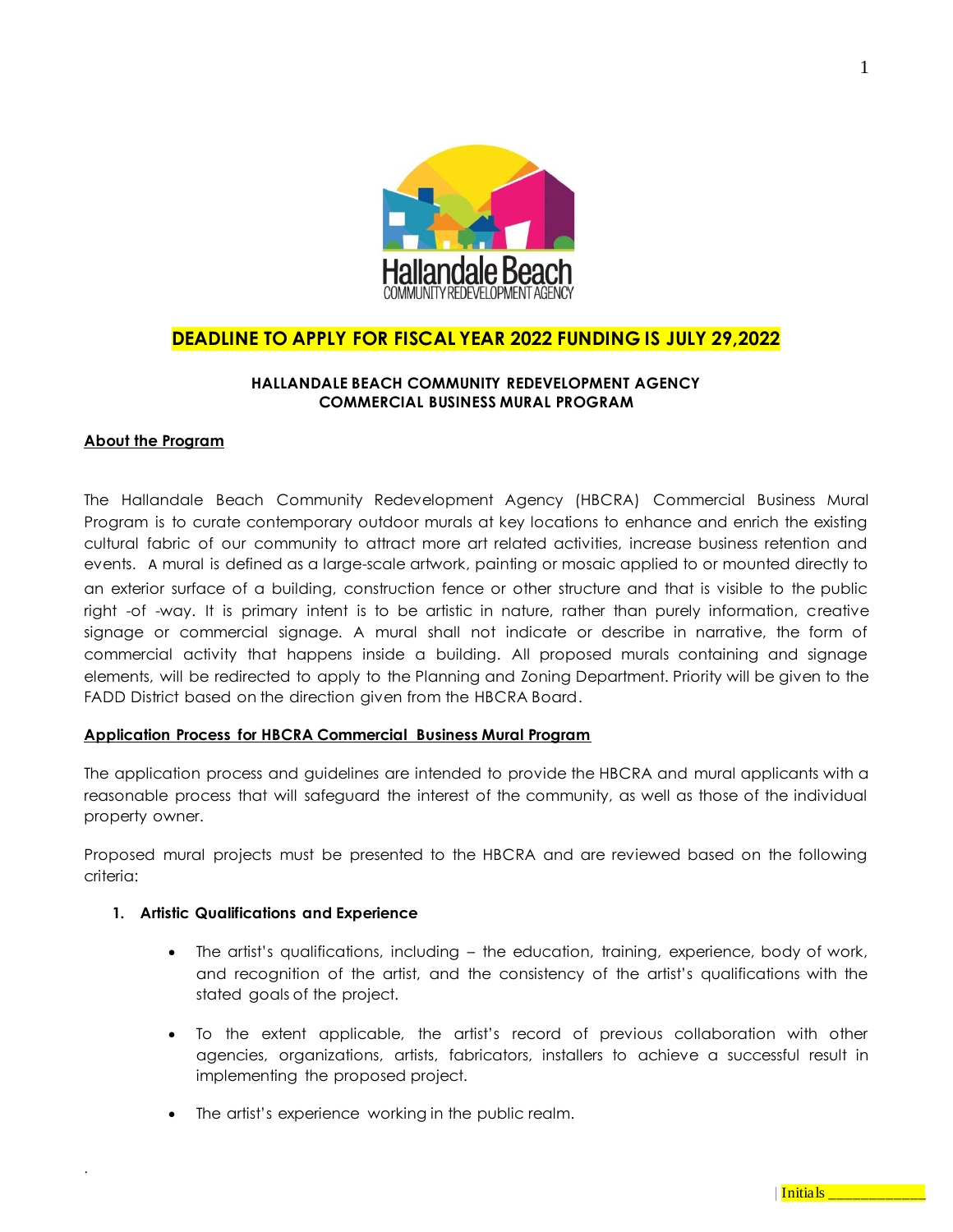**DEADLINE TO APPLY FOR FISCAL YEAR 2022 FUNDING IS JULY 29,2022**

**HALLANDALE BEACH COMMUNITY REDEVELOPMENT AGENCY**
**COMMERCIAL BUSINESS MURAL PROGRAM**

## About the Program

The Hallandale Beach Community Redevelopment Agency (HBCRA) Commercial Business Mural Program is to curate contemporary outdoor murals at key locations to enhance and enrich the existing cultural fabric of our community to attract more art related activities, increase business retention and events. A mural is defined as a large-scale artwork, painting or mosaic applied to or mounted directly to an exterior surface of a building, construction fence or other structure and that is visible to the public right -of -way. It is primary intent is to be artistic in nature, rather than purely information, creative signage or commercial signage. A mural shall not indicate or describe in narrative, the form of commercial activity that happens inside a building. All proposed murals containing and signage elements, will be redirected to apply to the Planning and Zoning Department. Priority will be given to the FADD District based on the direction given from the HBCRA Board.

## Application Process for HBCRA Commercial Business Mural Program

The application process and guidelines are intended to provide the HBCRA and mural applicants with a reasonable process that will safeguard the interest of the community, as well as those of the individual property owner.

Proposed mural projects must be presented to the HBCRA and are reviewed based on the following criteria:

1. **Artistic Qualifications and Experience**

   - The artist's qualifications, including – the education, training, experience, body of work, and recognition of the artist, and the consistency of the artist's qualifications with the stated goals of the project.
   - To the extent applicable, the artist's record of previous collaboration with other agencies, organizations, artists, fabricators, installers to achieve a successful result in implementing the proposed project.
   - The artist's experience working in the public realm.

Initials ____________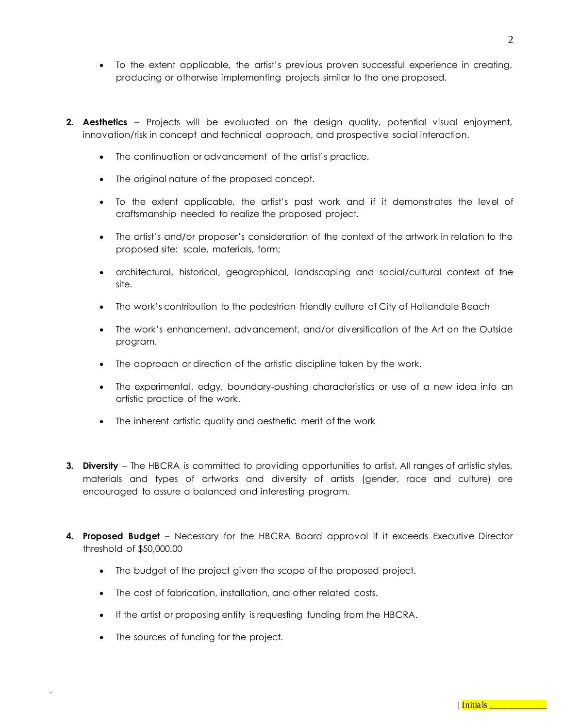- To the extent applicable, the artist's previous proven successful experience in creating, producing or otherwise implementing projects similar to the one proposed.

2. **Aesthetics** – Projects will be evaluated on the design quality, potential visual enjoyment, innovation/risk in concept and technical approach, and prospective social interaction.

    - The continuation or advancement of the artist's practice.
    - The original nature of the proposed concept.
    - To the extent applicable, the artist's past work and if it demonstrates the level of craftsmanship needed to realize the proposed project.
    - The artist's and/or proposer's consideration of the context of the artwork in relation to the proposed site: scale, materials, form;
    - architectural, historical, geographical, landscaping and social/cultural context of the site.
    - The work's contribution to the pedestrian friendly culture of City of Hallandale Beach
    - The work's enhancement, advancement, and/or diversification of the Art on the Outside program.
    - The approach or direction of the artistic discipline taken by the work.
    - The experimental, edgy, boundary-pushing characteristics or use of a new idea into an artistic practice of the work.
    - The inherent artistic quality and aesthetic merit of the work

3. **Diversity** – The HBCRA is committed to providing opportunities to artist. All ranges of artistic styles, materials and types of artworks and diversity of artists (gender, race and culture) are encouraged to assure a balanced and interesting program.

4. **Proposed Budget** – Necessary for the HBCRA Board approval if it exceeds Executive Director threshold of $50,000.00

    - The budget of the project given the scope of the proposed project.
    - The cost of fabrication, installation, and other related costs.
    - If the artist or proposing entity is requesting funding from the HBCRA.
    - The sources of funding for the project.

Initials ____________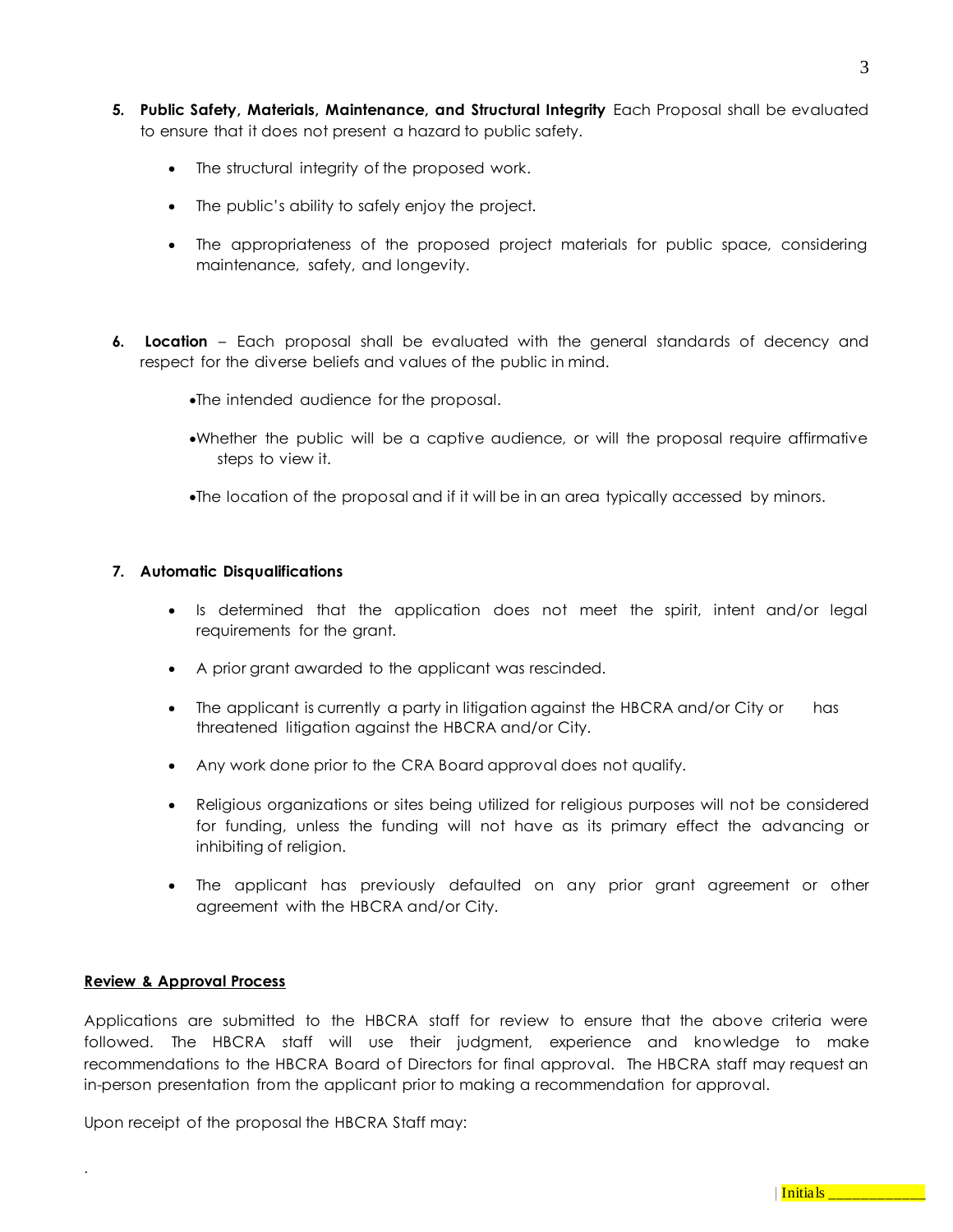5. **Public Safety, Materials, Maintenance, and Structural Integrity** Each Proposal shall be evaluated to ensure that it does not present a hazard to public safety.

   - The structural integrity of the proposed work.
   - The public's ability to safely enjoy the project.
   - The appropriateness of the proposed project materials for public space, considering maintenance, safety, and longevity.

6. **Location** – Each proposal shall be evaluated with the general standards of decency and respect for the diverse beliefs and values of the public in mind.

   - The intended audience for the proposal.
   - Whether the public will be a captive audience, or will the proposal require affirmative steps to view it.
   - The location of the proposal and if it will be in an area typically accessed by minors.

7. **Automatic Disqualifications**

   - Is determined that the application does not meet the spirit, intent and/or legal requirements for the grant.
   - A prior grant awarded to the applicant was rescinded.
   - The applicant is currently a party in litigation against the HBCRA and/or City or has threatened litigation against the HBCRA and/or City.
   - Any work done prior to the CRA Board approval does not qualify.
   - Religious organizations or sites being utilized for religious purposes will not be considered for funding, unless the funding will not have as its primary effect the advancing or inhibiting of religion.
   - The applicant has previously defaulted on any prior grant agreement or other agreement with the HBCRA and/or City.

**Review & Approval Process**

Applications are submitted to the HBCRA staff for review to ensure that the above criteria were followed. The HBCRA staff will use their judgment, experience and knowledge to make recommendations to the HBCRA Board of Directors for final approval. The HBCRA staff may request an in-person presentation from the applicant prior to making a recommendation for approval.

Upon receipt of the proposal the HBCRA Staff may:

Initials ____________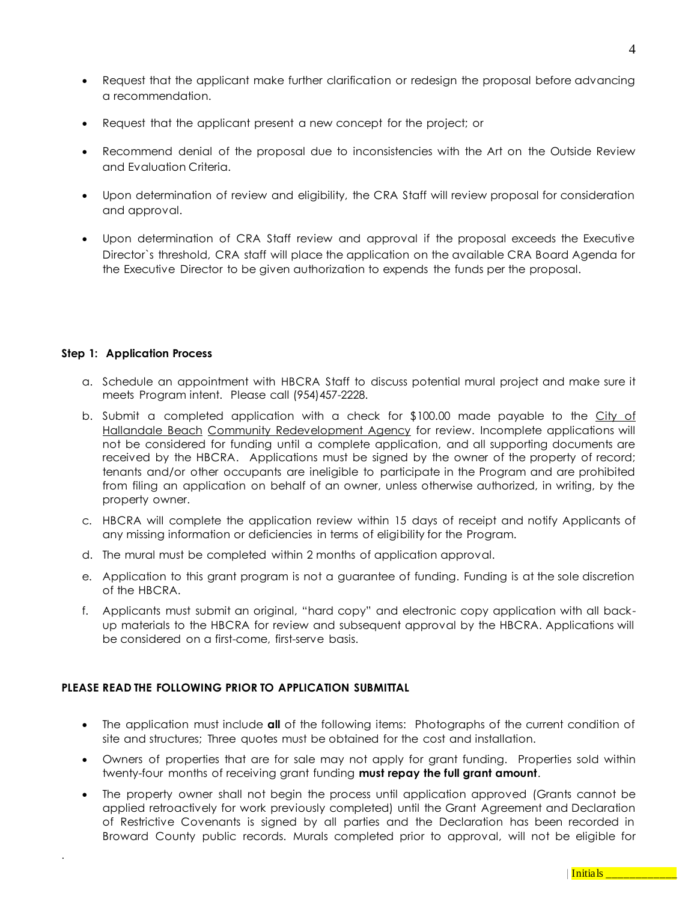- Request that the applicant make further clarification or redesign the proposal before advancing a recommendation.
- Request that the applicant present a new concept for the project; or
- Recommend denial of the proposal due to inconsistencies with the Art on the Outside Review and Evaluation Criteria.
- Upon determination of review and eligibility, the CRA Staff will review proposal for consideration and approval.
- Upon determination of CRA Staff review and approval if the proposal exceeds the Executive Director`s threshold, CRA staff will place the application on the available CRA Board Agenda for the Executive Director to be given authorization to expends the funds per the proposal.

**Step 1: Application Process**

a. Schedule an appointment with HBCRA Staff to discuss potential mural project and make sure it meets Program intent. Please call (954)457-2228.

b. Submit a completed application with a check for $100.00 made payable to the City of Hallandale Beach Community Redevelopment Agency for review. Incomplete applications will not be considered for funding until a complete application, and all supporting documents are received by the HBCRA. Applications must be signed by the owner of the property of record; tenants and/or other occupants are ineligible to participate in the Program and are prohibited from filing an application on behalf of an owner, unless otherwise authorized, in writing, by the property owner.

c. HBCRA will complete the application review within 15 days of receipt and notify Applicants of any missing information or deficiencies in terms of eligibility for the Program.

d. The mural must be completed within 2 months of application approval.

e. Application to this grant program is not a guarantee of funding. Funding is at the sole discretion of the HBCRA.

f. Applicants must submit an original, "hard copy" and electronic copy application with all back-up materials to the HBCRA for review and subsequent approval by the HBCRA. Applications will be considered on a first-come, first-serve basis.

**PLEASE READ THE FOLLOWING PRIOR TO APPLICATION SUBMITTAL**

- The application must include **all** of the following items: Photographs of the current condition of site and structures; Three quotes must be obtained for the cost and installation.
- Owners of properties that are for sale may not apply for grant funding. Properties sold within twenty-four months of receiving grant funding **must repay the full grant amount**.
- The property owner shall not begin the process until application approved (Grants cannot be applied retroactively for work previously completed) until the Grant Agreement and Declaration of Restrictive Covenants is signed by all parties and the Declaration has been recorded in Broward County public records. Murals completed prior to approval, will not be eligible for

Initials ____________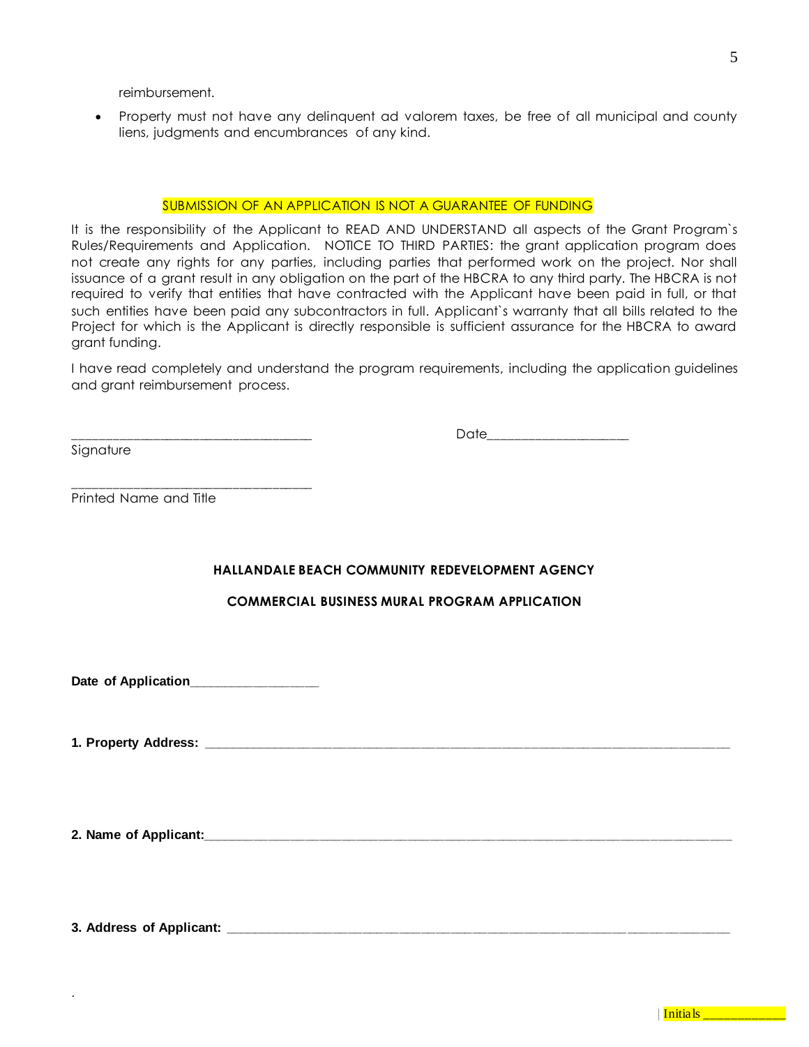reimbursement.

- Property must not have any delinquent ad valorem taxes, be free of all municipal and county liens, judgments and encumbrances of any kind.

SUBMISSION OF AN APPLICATION IS NOT A GUARANTEE OF FUNDING

It is the responsibility of the Applicant to READ AND UNDERSTAND all aspects of the Grant Program`s Rules/Requirements and Application. NOTICE TO THIRD PARTIES: the grant application program does not create any rights for any parties, including parties that performed work on the project. Nor shall issuance of a grant result in any obligation on the part of the HBCRA to any third party. The HBCRA is not required to verify that entities that have contracted with the Applicant have been paid in full, or that such entities have been paid any subcontractors in full. Applicant`s warranty that all bills related to the Project for which is the Applicant is directly responsible is sufficient assurance for the HBCRA to award grant funding.

I have read completely and understand the program requirements, including the application guidelines and grant reimbursement process.

___________________________________ Date____________________

Signature

___________________________________

Printed Name and Title

**HALLANDALE BEACH COMMUNITY REDEVELOPMENT AGENCY**

**COMMERCIAL BUSINESS MURAL PROGRAM APPLICATION**

**Date of Application**___________________

**1. Property Address:** ___________________________________________________________________________

**2. Name of Applicant:**___________________________________________________________________________

**3. Address of Applicant:** ________________________________________________________________________

Initials ____________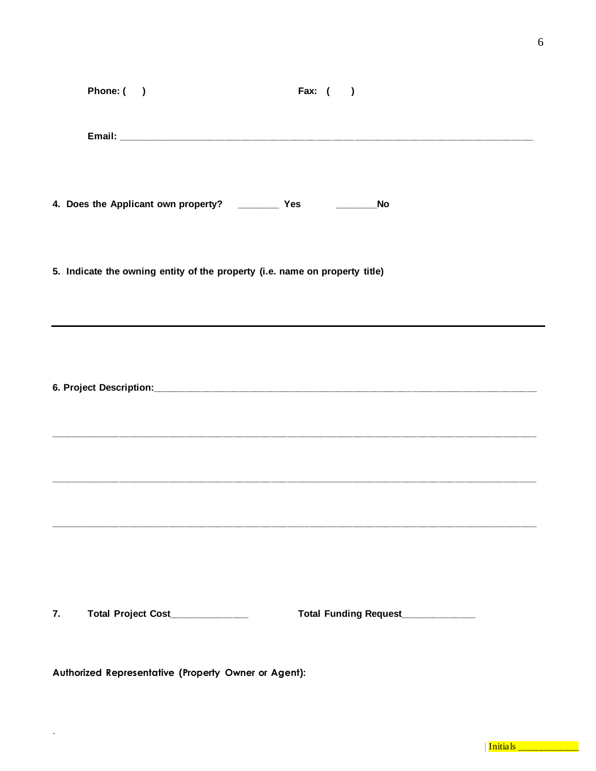**Phone: (     )**                                        **Fax: (     )**

**Email: ____________________________________________________________________________**

**4. Does the Applicant own property? ________ Yes ________No**

**5. Indicate the owning entity of the property (i.e. name on property title)**

---

**6. Project Description:_______________________________________________________________________**

_____________________________________________________________________________________________

_____________________________________________________________________________________________

_____________________________________________________________________________________________

**7. Total Project Cost_______________** **Total Funding Request______________**

**Authorized Representative (Property Owner or Agent):**

.

Initials ____________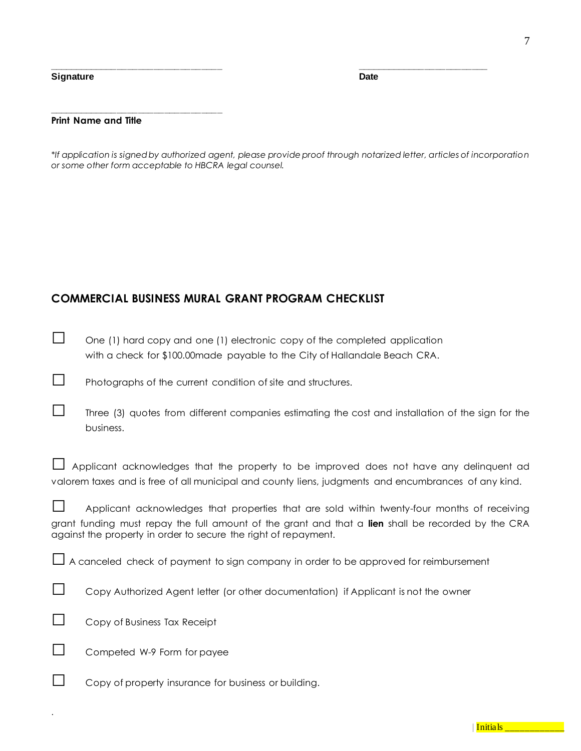______________________________ ______________________

**Signature** **Date**

______________________________

**Print Name and Title**

*\*If application is signed by authorized agent, please provide proof through notarized letter, articles of incorporation or some other form acceptable to HBCRA legal counsel.*

## COMMERCIAL BUSINESS MURAL GRANT PROGRAM CHECKLIST

☐ One (1) hard copy and one (1) electronic copy of the completed application with a check for $100.00made payable to the City of Hallandale Beach CRA.

☐ Photographs of the current condition of site and structures.

☐ Three (3) quotes from different companies estimating the cost and installation of the sign for the business.

☐ Applicant acknowledges that the property to be improved does not have any delinquent ad valorem taxes and is free of all municipal and county liens, judgments and encumbrances of any kind.

☐ Applicant acknowledges that properties that are sold within twenty-four months of receiving grant funding must repay the full amount of the grant and that a **lien** shall be recorded by the CRA against the property in order to secure the right of repayment.

☐ A canceled check of payment to sign company in order to be approved for reimbursement

☐ Copy Authorized Agent letter (or other documentation) if Applicant is not the owner

☐ Copy of Business Tax Receipt

☐ Competed W-9 Form for payee

☐ Copy of property insurance for business or building.

Initials ____________